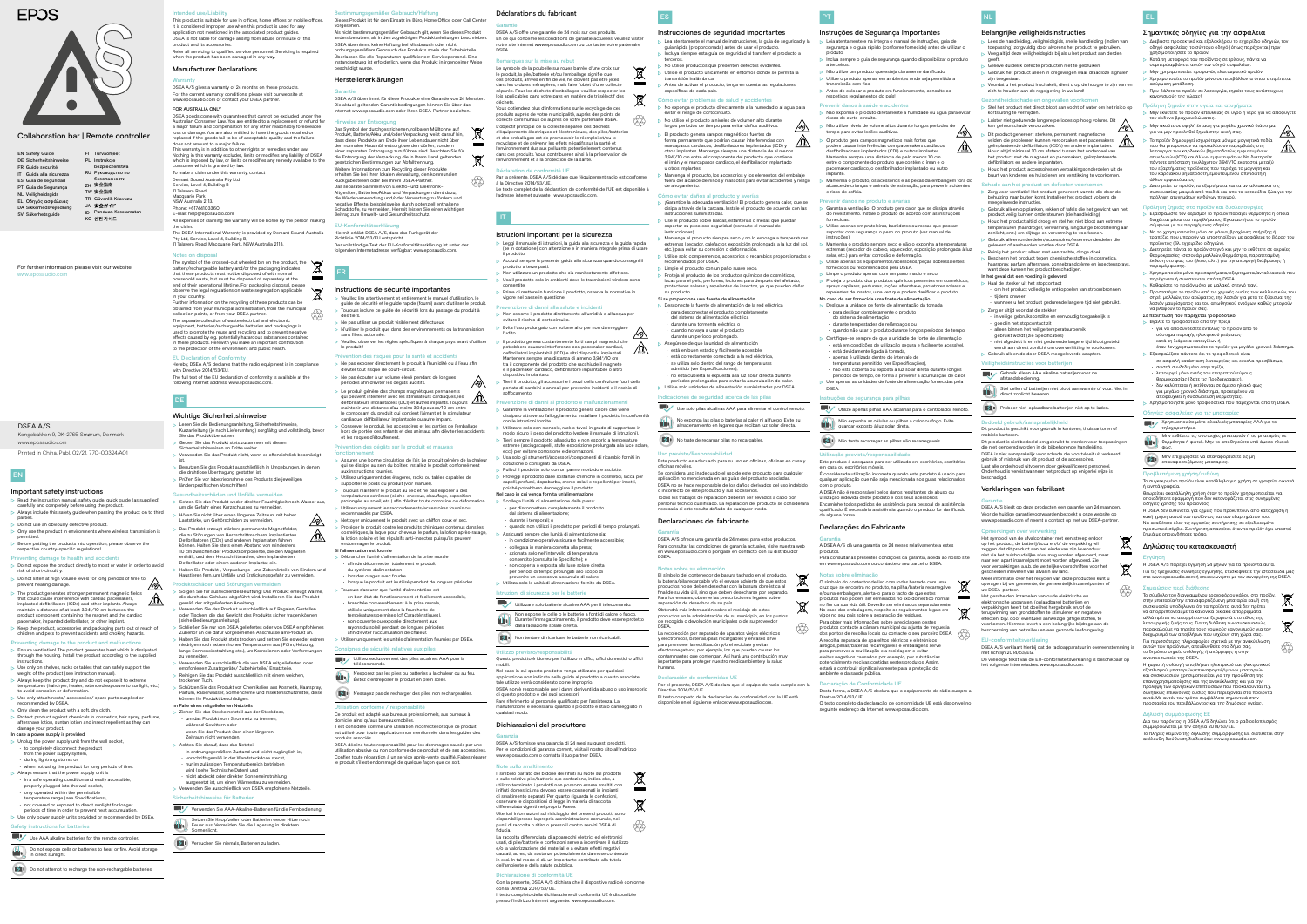# EPOS

## Collaboration bar | Remote controller

EN Safety Guide
DE Sicherheitshinweise
FR Guide de sécurité
IT Guida alla sicurezza
ES Guía de seguridad
PT Guia de Segurança
NL Veiligheidsgids
EL Οδηγός ασφάλειας
DA Sikkerhedsvejledning
SV Säkerhetsguide
FI Turvaohjeet
PL Instrukcje bezpieczeństwa
RU Руководство по безопасности
ZH 安全指南
TW 安全指南
TR Güvenlik Kılavuzu
JA 安全ガイド
ID Panduan Keselamatan
KO 안전 가이드

For further information please visit our website:
www.eposaudio.com

DSEA A/S
Kongebakken 9, DK-2765 Smørum, Denmark
www.eposaudio.com
Printed in China, Publ. 02/21, 770-00324/A01

## EN

### Important safety instructions

- Read the instruction manual, safety guide, quick guide (as supplied) carefully and completely before using the product.
- Always include this safety guide when passing the product on to third parties.
- Do not use an obviously defective product.
- Only use the product in environments where wireless transmission is permitted.
- Before putting the product into operation, please observe the respective country-specific regulations!

#### Preventing damage to health and accidents

- Do not expose the product directly to moist or water in order to avoid risk of short-circuits.
- Do not listen at high volume levels for long periods of time to prevent hearing damage.
- The product generates stronger permanent magnetic fields that could cause interference with cardiac pacemakers, implanted defibrillators (ICDs) and other implants. Always maintain a distance of at least 3.94" / 10 cm between the product component containing the magnet and the cardiac pacemaker, implanted defibrillator, or other implant.
- Keep the product, accessories and packaging parts out of reach of children and pets to prevent accidents and choking hazards.

#### Preventing damage to the product and malfunctions

- Ensure ventilation! The product generates heat which is dissipated through the housing. Install the product according to the supplied instructions.
- Use only on shelves, racks or tables that can safely support the weight of the product (see instruction manual).
- Always keep the product dry and do not expose it to extreme temperatures (hairdryer, heater, extended exposure to sunlight, etc.) to avoid corrosion or deformation.
- Use only attachments/ accessories/ spare parts supplied or recommended by DSEA.
- Only clean the product with a soft, dry cloth.
- Protect product against chemicals in cosmetics, hair spray, perfume, aftershave lotion, suntan lotion and insect repellent as they can damage your product.

**In case a power supply is provided**

- Unplug the power supply unit from the wall socket,
  - to completely disconnect the product from the power supply system,
  - during lightning storms or
  - when not using the product for long periods of time.
- Always ensure that the power supply unit is
  - in a safe operating condition and easily accessible,
  - properly plugged into the wall socket,
  - only operated within the permissible temperature range (see Specifications),
  - not covered or exposed to direct sunlight for longer periods of time in order to prevent heat accumulation.
- Use only power supply units provided or recommended by DSEA.

#### Safety instructions for batteries

Use AAA alkaline batteries for the remote controller.

Do not expose cells or batteries to heat or fire. Avoid storage in direct sunlight.

Do not attempt to recharge the non-rechargeable batteries.

### Intended use/Liability

This product is suitable for use in offices, home offices or mobile offices. It is considered improper use when the product is used for any application not mentioned in the associated product guides.
DSEA is not liable for damage arising from abuse or misuse of this product and its accessories.
Refer all servicing to qualified service personnel. Servicing is required when the product has been damaged in any way.

### Manufacturer Declarations

#### Warranty

DSEA A/S gives a warranty of 24 months on these products.
For the current warranty conditions, please visit our website at www.eposaudio.com or contact your DSEA partner.

**FOR AUSTRALIA ONLY**

DSEA goods come with guarantees that cannot be excluded under the Australian Consumer Law. You are entitled to a replacement or refund for a major failure and compensation for any other reasonably foreseeable loss or damage. You are also entitled to have the goods repaired or replaced if the goods fail to be of acceptable quality and the failure does not amount to a major failure.
This warranty is in addition to other rights or remedies under law. Nothing in this warranty excludes, limits or modifies any liability of DSEA which is imposed by law, or limits or modifies any remedy available to the consumer which is imposed by law.
To make a claim under this warranty, contact:
Demant Sound Australia Pty Ltd
Service, Level 4, Building B
11 Talavera Road
Macquarie Park
NSW Australia 2113.
Phone: +61 1800 ...
E-mail: ...@eposaudio.com
All expenses of claiming the warranty will be borne by the person making the claim.
The DSEA International Warranty is provided by Demant Sound Australia Pty Ltd, Service, Level 4, Building B,
11 Talavera Road, Macquarie Park, NSW Australia 2113.

#### Notes on disposal

The symbol of the crossed-out wheeled bin on the product, the battery/rechargeable battery and/or the packaging indicates that these products must not be disposed of with normal household waste, but must be disposed of separately at the end of their operational lifetime. For packaging disposal, please observe the legal regulations on waste segregation applicable in your country.
Further information on the recycling of these products can be obtained from your municipal administration, from the municipal collection points, or from your DSEA partner.
The separate collection of waste electrical and electronic equipment, batteries/rechargeable batteries and packagings is used to promote the reuse and recycling and to prevent negative effects caused by e.g. potentially hazardous substances contained in these products. Herewith you make an important contribution to the protection of the environment and public health.

#### EU Declaration of Conformity

Hereby, DSEA A/S declares that the radio equipment is in compliance with Directive 2014/53/EU.
The full text of the EU declaration of conformity is available at the following internet address: www.eposaudio.com.

## DE

### Wichtige Sicherheitshinweise

- Lesen Sie die Bedienungsanleitung, Sicherheitshinweise, Kurzanleitung (je nach Lieferumfang) sorgfältig und vollständig, bevor Sie das Produkt benutzen.
- Geben Sie das Produkt stets zusammen mit diesen Sicherheitshinweisen an Dritte weiter.
- Verwenden Sie das Produkt nicht, wenn es offensichtlich beschädigt ist.
- Benutzen Sie das Produkt ausschließlich in Umgebungen, in denen die drahtlose Übertragung gestattet ist.
- Prüfen Sie vor Inbetriebnahme die Produkts die jeweiligen länderspezifischen Vorschriften!

#### Gesundheitsschäden und Unfälle vermeiden

- Setzen Sie das Produkt weder direkter Feuchtigkeit noch Wasser aus, um die Gefahr eines Kurzschlusses zu vermeiden.
- Hören Sie nicht über einen längeren Zeitraum mit hoher Lautstärke, um Gehörschäden zu vermeiden.
- Das Produkt erzeugt stärkere permanente Magnetfelder, die zu Störungen von Herzschrittmachern, implantierten Defibrillatoren (ICDs) und anderen Implantaten führen können. Halten Sie stets einen Abstand von mindestens 10 cm zwischen der Produktkomponente, die den Magneten enthält, und dem Herzschrittmacher, dem implantierten Defibrillator oder einem anderen Implantat ein.
- Halten Sie Produkt-, Verpackungs- und Zubehörteile von Kindern und Haustieren fern, um Unfälle und Erstickungsgefahr zu vermeiden.

#### Produktschäden und Störungen vermeiden

- Sorgen Sie für ausreichende Belüftung! Das Produkt erzeugt Wärme, die durch das Gehäuse abgeführt wird. Installieren Sie das Produkt gemäß der mitgelieferten Anleitung.
- Verwenden Sie das Produkt ausschließlich auf Regalen, Gestellen oder Tischen, die das Gewicht des Produkt sicher tragen können (siehe Bedienungsanleitung).
- Schützen Sie nur von DSEA gelieferten oder von DSEA empfohlenen Zubehör an die dafür vorgesehenen Anschlüsse am Produkt an.
- Halten Sie das Produkt stets trocken und setzen Sie es weder extrem niedrigen noch extrem hohen Temperaturen aus (Föhn, Heizung, lange Sonneneinstrahlung etc.), um Korrosionen oder Verformungen zu vermeiden.
- Verwenden Sie ausschließlich die von DSEA mitgelieferten oder empfohlenen Zusatzgeräte/ Zubehörteile/ Ersatzteile.
- Reinigen Sie das Produkt ausschließlich mit einem weichen, trockenen Tuch.
- Schützen Sie das Produkt vor Chemikalien aus Kosmetik, Haarspray, Parfüm, Rasierwasser, Sonnencreme und Insektenschutzmittel, diese können Ihr Produkt beschädigen.

**Im Falle eines mitgelieferten Netzteils:**

- Ziehen Sie das Steckernetzteil aus der Steckdose,
  - um das Produkt vom Stromnetz zu trennen,
  - während Gewittern oder
  - wenn Sie das Produkt über einen längeren Zeitraum nicht verwenden.
- Achten Sie darauf, dass das Netzteil
  - in ordnungsgemäßem Zustand und leicht zugänglich ist,
  - vorschriftsgemäß in der Wandsteckdose steckt,
  - nur im zulässigen Temperaturbereich betrieben wird (siehe Technische Daten) und
  - nicht abgedeckt oder direkter Sonneneinstrahlung ausgesetzt ist, um einen Wärmestau zu vermeiden.
- Verwenden Sie ausschließlich von DSEA empfohlene Netzteile.

#### Sicherheitshinweise für Batterien

Verwenden Sie AAA-Alkaline-Batterien für die Fernbedienung.

Setzen Sie Knopfzellen oder Batterien weder Hitze noch Feuer aus. Vermeiden Sie die Lagerung in direktem Sonnenlicht.

Versuchen Sie niemals, Batterien zu laden.

### Bestimmungsgemäßer Gebrauch/Haftung

Dieses Produkt ist für den Einsatz im Büro, Home Office oder Call Center vorgesehen.
Als nicht bestimmungsgemäßer Gebrauch gilt, wenn Sie dieses Produkt anders benutzen, als in den zugehörigen Produktanleitungen beschrieben.
DSEA übernimmt keine Haftung bei Missbrauch oder nicht ordnungsgemäßem Gebrauch des Produkts sowie der Zubehörteile.
Überlassen Sie alle Reparaturen qualifiziertem Servicepersonal. Eine Instandsetzung ist erforderlich, wenn das Produkt in irgendeiner Weise beschädigt wurde.

### Herstellererklärungen

#### Garantie

DSEA A/S übernimmt für dieses Produkt eine Garantie von 24 Monaten.
Die aktuell geltenden Garantiebedingungen finden Sie über das Internet www.eposaudio.com oder Ihren DSEA-Partner beziehen.

#### Hinweise zur Entsorgung

Das Symbol der durchgestrichenen, rollbaren Mülltonne auf Produkt, Batterie/Akku und/oder Verpackung weist darauf hin, dass diese Produkte am Ende ihrer Lebensdauer nicht über den normalen Hausmüll entsorgt werden dürfen, sondern einer separaten Entsorgung zuzuführen sind. Beachten Sie für die Entsorgung der Verpackung die in Ihrem Land geltenden gesetzlichen Bestimmungen zur Abfalltrennung.
Weitere Informationen zum Recycling dieser Produkte erhalten Sie bei Ihrer lokalen Verwaltung, den kommunalen Rückgabestellen oder bei Ihrem DSEA-Partner.
Das separate Sammeln von Elektro- und Elektronik-Altgeräten, Batterien/Akkus und Verpackungen dient dazu, die Wiederverwendung und/oder Verwertung zu fördern und negative Effekte, beispielsweise durch potentiell enthaltene Schadstoffe, zu vermeiden. Hiermit leisten Sie einen wichtigen Beitrag zum Umwelt- und Gesundheitsschutz.

#### EU-Konformitätserklärung

Hiermit erklärt DSEA A/S, dass die Funkgerät der Richtlinie 2014/53/EU entspricht.
Der vollständige Text der EU-Konformitätserklärung ist unter der folgenden Internetadresse verfügbar: www.eposaudio.com.

## FR

### Instructions de sécurité importantes

- Veuillez lire attentivement et entièrement le manuel d'utilisation, le guide de sécurité et le guide rapide (fournis) avant d'utiliser le produit.
- Toujours inclure ce guide de sécurité lors du passage du produit à des tiers.
- Ne pas utiliser un produit visiblement défectueux.
- N'utiliser le produit que dans des environnements où la transmission sans fil est autorisée.
- Veuillez observer les règles spécifiques à chaque pays avant d'utiliser le produit !

#### Prévention des risques pour la santé et accidents

- Ne pas exposer directement le produit à l'humidité ou à l'eau afin d'éviter tout risque de court-circuit.
- Ne pas écouter à un volume élevé pendant de longues périodes afin d'éviter les dégâts auditifs.
- Le produit génère des champs magnétiques permanents qui peuvent interférer avec les stimulateurs cardiaques, les défibrillateurs implantables (DCI) et autres implants. Toujours maintenir une distance d'au moins 3,94 pouces/10 cm entre le composant du produit qui contient l'aimant et le stimulateur cardiaque, défibrillateur implantable ou autre implant.
- Conserver le produit, les accessoires et les parties de l'emballage hors de portée des enfants et des animaux afin d'éviter les accidents et les risques d'étouffement.

#### Prévention des dégâts sur le produit et mauvais fonctionnement

- Assurez une bonne circulation de l'air. Le produit génère de la chaleur qui se dissipe au sein du boîtier. Installez le produit conformément aux instructions fournies.
- Utilisez uniquement des étagères, racks ou tables capables de supporter le poids du produit (voir manuel).
- Toujours maintenir le produit au sec et ne pas exposer à des températures extrêmes (sèche-cheveux, chauffage, exposition prolongée au soleil, etc.) afin d'éviter toute corrosion ou déformation.
- Utiliser uniquement les raccordements/accessoires fournis ou recommandés par DSEA.
- Nettoyer uniquement le produit avec un chiffon doux et sec.
- Protéger le produit contre les produits chimiques contenus dans les cosmétiques, la laque pour cheveux, le parfum, la lotion après-rasage, la lotion solaire et les répulsifs anti-insectes puisqu'ils peuvent endommager le produit.

**Si l'alimentation est fournie**

- Débranchez l'unité d'alimentation de la prise murale
  - afin de déconnecter totalement le produit du système d'alimentation
  - lors des orages ou
  - lorsque le produit est inutilisé pendant de longues périodes.
- Toujours s'assurer que l'unité d'alimentation est
  - en bon état de fonctionnement et facilement accessible,
  - branchée convenablement à la prise murale,
  - utilisée uniquement dans la fourchette de températures permise (cf. Caractéristiques),
  - non couverte ou exposée directement aux rayons du soleil pendant de longues périodes afin d'éviter l'accumulation de chaleur.
- Utiliser uniquement les unités d'alimentation fournies par DSEA.

#### Consignes de sécurité relatives aux piles

Utilisez exclusivement des piles alcalines AAA pour la télécommande.

N'exposez pas les piles ou batteries à la chaleur ou au feu. Évitez d'entreposer le produit en plein soleil.

N'essayez pas de recharger des piles non rechargeables.

#### Utilisation conforme / responsabilité

Ce produit est adapté aux bureaux professionnels, aux bureaux à domicile ainsi qu'aux bureaux mobiles.
Il est considéré comme une utilisation incorrecte lorsque ce produit est utilisé pour toute application non mentionnée dans les guides des produits associés.
DSEA décline toute responsabilité pour les dommages causés par une utilisation abusive ou non conforme de ce produit et de ses accessoires.
Confiez toute réparation à un service après-vente qualifié. Faites réparer le produit s'il est endommagé de quelque façon que ce soit.

### Déclarations du fabricant

#### Garantie

DSEA A/S offre une garantie de 24 mois sur ces produits.
En ce qui concerne les conditions de garantie actuelles, veuillez visiter notre site Internet www.eposaudio.com ou contacter votre partenaire DSEA.

#### Remarques sur la mise au rebut

Le symbole de la poubelle sur roues barrée d'une croix sur le produit, la pile/batterie et/ou l'emballage signifie que ces produits, arrivés en fin de vie, ne doivent pas être jetés dans les ordures ménagères, mais faire l'objet d'une collecte séparée. Pour les déchets d'emballages, veuillez respecter les lois applicables dans votre pays en matière de tri sélectif des déchets.
Vous obtiendrez plus d'informations sur le recyclage de ces produits auprès de votre municipalité, auprès des points de collecte communaux ou auprès de votre partenaire DSEA.
L'objectif principal de la collecte séparée des déchets d'équipements électriques et électroniques, des piles/batteries et des emballages est de promouvoir le réemploi et/ou le recyclage et de prévenir les effets négatifs sur la santé et l'environnement dus aux polluants potentiellement contenus dans ces produits. Vous contribuerez ainsi à la préservation de l'environnement et à la protection de la santé.

#### Déclaration de conformité UE

Par la présente, DSEA A/S déclare que l'équipement radio est conforme à la Directive 2014/53/UE.
Le texte complet de la déclaration de conformité UE est disponible à l'adresse Internet suivante : www.eposaudio.com.

## IT

### Istruzioni importanti per la sicurezza

- Leggi il manuale di istruzioni, la guida alla sicurezza e la guida rapida (se in dotazione) con attenzione e in maniera integrale prima di usare il prodotto.
- Accludi sempre la presente guida alla sicurezza quando consegni il prodotto a terze parti.
- Non utilizzare un prodotto che sia manifestamente difettoso.
- Usa il prodotto solo in ambienti dove la trasmissione wireless sono consentite.
- Prima di mettere in funzione il prodotto, osserva le normative in vigore nel paese in questione!

#### Prevenzione di danni alla salute e incidenti

- Non esporre il prodotto direttamente all'umidità o all'acqua per evitare il rischio di cortocircuito.
- Evita l'uso prolungato con volume alto per non danneggiare l'udito.
- Il prodotto genera costantemente forti campi magnetici che potrebbero causare interferenze con pacemaker cardiaci, defibrillatori impiantabili (ICD) e altri impianti. Mantenere sempre una distanza di almeno 3,94"/10 cm tra il componente del prodotto che racchiude il magnete e il pacemaker cardiaco, defibrillatore impiantabile o altro dispositivo impiantato.
- Tieni il prodotto, gli accessori e i pezzi della confezione fuori dalla portata di bambini e animali per prevenire incidenti e il rischio di soffocamento.

#### Prevenzione di danni al prodotto e malfunzionamenti

- Garantire la ventilazione! Il prodotto genera calore che viene dissipato attraverso l'alloggiamento. Installare il prodotto in conformità con le istruzioni fornite.
- Utilizzare solo con mensole, rack o tavoli in grado di supportare in modo sicuro il peso del prodotto (vedere il manuale di istruzioni).
- Tieni sempre il prodotto all'asciutto e non esporlo a temperature estreme (asciugacapelli, stufe, esposizione prolungata alla luce solare, ecc.) per evitare corrosione o deformazioni.
- Usa solo gli strumenti/accessori/componenti di ricambio forniti in dotazione o consigliati da DSEA.
- Pulisci il prodotto solo con un panno morbido e asciutto.
- Proteggi il prodotto dalle sostanze chimiche in cosmetici, lacca per capelli, profumi, dopobarba, creme solari e repellenti per insetti, poiché potrebbero danneggiare il prodotto.

**Nel caso in cui venga fornita un'alimentazione**

- Scollega l'unità di alimentazione dalla presa:
  - per disconnettere completamente il prodotto dal sistema di alimentazione;
  - durante i temporali o
  - quando non utilizzi il prodotto per periodi di tempo prolungati.
- Assicurati sempre che l'unità di alimentazione sia
  - in condizioni operative sicure e facilmente accessibile;
  - collegata in maniera corretta alla presa;
  - azionata solo nell'intervallo di temperatura consentito (consulta le Specifiche) e
  - non coperta o esposta alla luce solare diretta per periodi di tempo prolungati allo scopo di prevenire un eccessivo accumulo di calore.
- Utilizza solo le unità di alimentazione fornite da DSEA.

#### Istruzioni di sicurezza per le batterie

Utilizzare solo batterie alcaline AAA per il telecomando.

Non esporre le celle o le batterie a fonti di calore o fuoco. Durante l'immagazzinamento, il prodotto deve essere protetto dalla radiazione solare diretta.

Non tentare di ricaricare le batterie non ricaricabili.

#### Utilizzo previsto/responsabilità

Questo prodotto è idoneo per l'utilizzo in uffici, uffici domestici o uffici mobili.
Nel caso in cui questo prodotto venga utilizzato per qualsiasi applicazione non indicata nelle guide al prodotto a questo associate, tale utilizzo verrà considerato come improprio.
DSEA non è responsabile per i danni derivanti da abuso o uso improprio di questo prodotto e dei suoi accessori.
Fare riferimento al personale qualificato per l'assistenza. La manutenzione è necessaria quando il prodotto è stato danneggiato in qualsiasi modo.

### Dichiarazioni del produttore

#### Garanzia

DSEA A/S fornisce una garanzia di 24 mesi su questi prodotti.
Per le condizioni di garanzia correnti, visita il nostro sito all'indirizzo www.eposaudio.com o contatta il tuo partner DSEA.

#### Note sullo smaltimento

Il simbolo barrato del bidone dei rifiuti su ruote sul prodotto o sulle relative pile/batterie e/o confezione indica che, a utilizzo terminato, i prodotti non possono essere smaltiti con i rifiuti domestici, ma devono essere consegnati in impianti di smaltimento separati. Per quanto riguarda le confezioni, osservare le disposizioni di legge in materia di raccolta differenziata vigenti nel proprio Paese.
Ulteriori informazioni sul riciclaggio dei presenti prodotti sono disponibili presso la propria amministrazione comunale, nei punti di raccolta e ritiro o presso il centro servizi DSEA di fiducia.
La raccolta differenziata di apparecchi elettrici ed elettronici usati, di pile/batterie e confezioni serve a incentivare il riutilizzo e/o la valorizzazione dei materiali e a evitare effetti negativi causati, ad es., da sostanze potenzialmente dannose contenute in essi. In tal modo si dà un importante contributo alla tutela dell'ambiente e della salute.

#### Dichiarazione di conformità UE

Con la presente, DSEA A/S dichiara che il dispositivo radio è conforme con la Direttiva 2014/53/UE.
Il testo completo della dichiarazione di conformità UE è disponibile presso il seguente indirizzo internet: www.eposaudio.com.

## ES

### Instrucciones de seguridad importantes

- Lea atentamente el manual de instrucciones, la guía de seguridad y la guía rápida (proporcionada) antes de usar el producto.
- Incluya siempre esta guía de seguridad al transferir el producto a terceros.
- No utilice productos que presenten defectos evidentes.
- Utilice el producto únicamente en entornos donde se permita la transmisión inalámbrica.
- Antes de activar el producto, tenga en cuenta las regulaciones específicas de cada país.

#### Cómo evitar problemas de salud y accidentes

- No exponga el producto directamente a la humedad o al agua para evitar el riesgo de cortocircuito.
- No utilice el producto a niveles de volumen alto durante largos periodos de tiempo para evitar daños auditivos.
- El producto genera campos magnéticos fuertes de forma permanente que podrían causar interferencias con marcapasos cardíacos, desfibriladores implantados (ICD) y otros implantes. Mantenga siempre una distancia de al menos 3,94"/10 cm entre el componente del producto que contiene el imán y el marcapasos cardíaco, el desfibrilador implantado u otros implantes.
- Mantenga el producto, los accesorios y los elementos del embalaje fuera del alcance de niños y mascotas para evitar accidentes y riesgo de ahogamiento.

#### Cómo evitar daños al producto y averías

- ¡Garantice la adecuada ventilación! El producto genera calor, que se disipa a través de la carcasa. Instale el producto de acuerdo con las instrucciones suministradas.
- Use el producto sobre baldas, estanterías o mesas que puedan soportar su peso con seguridad (consulte el manual de instrucciones).
- Mantenga el producto siempre seco y no lo exponga a temperaturas extremas (secador, calefactor, exposición prolongada a la luz del sol, etc.) para evitar su corrosión o deformación.
- Utilice solo complementos, accesorios o recambios proporcionados o recomendados por DSEA.
- Limpie el producto con un paño suave seco.
- Proteja el producto de los productos químicos de cosméticos, lacas para el pelo, perfumes, lociones para después del afeitado, protectores solares y repelentes de insectos, ya que pueden dañar su producto.

**Si se proporciona una fuente de alimentación**

- Desconecte la fuente de alimentación de la red eléctrica
  - para desconectar el producto completamente del sistema de alimentación eléctrica
  - durante una tormenta eléctrica o
  - cuando no vaya a usar el producto durante un periodo prolongado.
- Asegúrese de que la unidad de alimentación:
  - esté en buen estado y fácilmente accesible,
  - esté correctamente conectada a la red eléctrica,
  - se utilice solo dentro del rango de temperaturas admitido (ver Especificaciones),
  - no esté cubierta ni expuesta a la luz solar directa durante periodos prolongados para evitar la acumulación de calor.
- Utilice solo unidades de alimentación suministradas por DSEA.

#### Indicaciones de seguridad acerca de las pilas

Use solo pilas alcalinas AAA para alimentar el control remoto.

No exponga las pilas o baterías al calor ni al fuego. Evite su almacenamiento en lugares que reciban luz solar directa.

No trate de recargar pilas no recargables.

#### Uso previsto/Responsabilidad

Este producto es adecuado para su uso en oficinas, oficinas en casa y oficinas móviles.
Se considera uso inadecuado el uso de este producto para cualquier aplicación no mencionada en las guías del producto asociadas.
DSEA no se hace responsable de los daños derivados del uso indebido o incorrecto de este producto y sus accesorios.
Todos los trabajos de reparación deberán ser llevados a cabo por personal técnico cualificado. La reparación del producto se considerará necesaria si este resulta dañado de cualquier modo.

### Declaraciones del fabricante

#### Garantía

DSEA A/S ofrece una garantía de 24 meses para estos productos.
Para consultar las condiciones de garantía actuales, visite nuestra web en www.eposaudio.com o póngase en contacto con su distribuidor DSEA.

#### Notas sobre su eliminación

El símbolo del contenedor de basura tachado en el producto, la batería/pila recargable y/o el envase advierte de que estos productos no se deben desechar con la basura doméstica al final de su vida útil, sino que deben desecharse por separado. Para los envases, observe las prescripciones legales sobre separación de desechos de su país.
Obtendrá más información sobre el reciclaje de estos productos en la administración de su municipio, en los puntos de recogida o devolución municipales o de su proveedor DSEA.
La recolección por separado de aparatos viejos eléctricos y electrónicos, baterías/pilas recargables y envases sirve para promover la reutilización y/o reciclaje y evitar efectos negativos, por ejemplo, los que puedan causar los contaminantes que contengan. Así hará una contribución muy importante para proteger nuestro medioambiente y la salud humana.

#### Declaración de conformidad UE

Por el presente, DSEA A/S declara que el equipo de radio cumple con la Directiva 2014/53/UE.
El texto completo de la declaración de conformidad UE está disponible en el siguiente enlace: www.eposaudio.com.

## PT

### Instruções de Segurança Importantes

- Leia atentamente e na íntegra o manual de instruções, guia de segurança e o guia rápido (conforme fornecido) antes de utilizar o produto.
- Inclua sempre o guia de segurança quando disponibilizar o produto a terceiros.
- Não utilize um produto que esteja claramente danificado.
- Utilize o produto apenas em ambientes onde seja permitida a transmissão sem fios.
- Antes de colocar o produto em funcionamento, consulte os respetivos regulamentos do país!

#### Prevenir danos à saúde e acidentes

- Não exponha o produto diretamente à humidade ou água para evitar risco de curto-circuito.
- Não utilize níveis de volume altos durante longos períodos de tempo para evitar lesões auditivas.
- O produto gera campos magnéticos mais fortes que podem causar interferências com pacemakers cardíacos, desfibrilhadores implantados (CDI) e outros implantes. Mantenha sempre uma distância de pelo menos 10 cm entre o componente do produto que contém o íman e o pacemaker cardíaco, o desfibrilhador implantado ou outro implante.
- Mantenha o produto, os acessórios e as peças da embalagem fora do alcance de crianças e animais de estimação, para prevenir acidentes e risco de asfixia.

#### Prevenir danos no produto e avarias

- Garanta a ventilação! O produto gera calor que se dissipa através do revestimento. Instale o produto de acordo com as instruções fornecidas.
- Utilize apenas em prateleiras, bastidores ou mesas que possam suportar com segurança o peso do produto (ver manual de instruções).
- Mantenha o produto sempre seco e não o exponha a temperaturas extremas (secador de cabelo, aquecedor, exposição prolongada à luz solar, etc.) para evitar corrosão e deformação.
- Utilize apenas os equipamentos/acessórios/peças sobressalentes fornecidos ou recomendados pela DSEA.
- Limpe o produto apenas com um pano macio e seco.
- Proteja o produto dos produtos químicos presentes em cosméticos, sprays capilares, perfumes, loções aftershave, protetores solares e repelentes de insetos, uma vez que podem danificar o produto.

**No caso de ser fornecida uma fonte de alimentação**

- Desligue a unidade de fonte de alimentação da tomada
  - para desligar por completo o produto do sistema de alimentação
  - durante tempestades de relâmpagos ou
  - quando não usar o produto durante longos períodos de tempo.
- Certifique-se sempre de que a unidade de fonte de alimentação:
  - está em condições de utilização seguras e facilmente acessível,
  - está devidamente ligada à tomada,
  - apenas é utilizada dentro do intervalo de temperatura permitido (ver Especificações),
  - não está coberta ou exposta à luz solar direta durante longos períodos de tempo para evitar a acumulação de calor.
- Use apenas as unidades de fonte de alimentação fornecidas pela DSEA.

#### Instruções de segurança para pilhas

Utilize apenas pilhas AAA alcalinas para o controlador remoto.

Não exponha as células ou pilhas a calor ou fogo. Evite guardar exposto à luz solar direta.

Não tente recarregar as pilhas não recarregáveis.

#### Utilização prevista/responsabilidade

Este produto é adequado para ser utilizado em escritórios, escritórios em casa ou escritórios móveis.
É considerada utilização incorreta quando este produto é usado para qualquer aplicação que não seja mencionada nos guias relacionados com o produto.
A DSEA não é responsável pelos danos resultantes do abuso ou utilização indevida deste produto e dos seus acessórios.
Encaminhe todos pedidos de assistência para pessoal de assistência qualificado. É necessária assistência quando o produto for danificado de alguma forma.

### Declarações do Fabricante

#### Garantia

A DSEA A/S dá uma garantia de 24 meses relativamente a estes produtos.
Para consultar as presentes condições da garantia, aceda ao nosso site em www.eposaudio.com ou contacte o seu parceiro DSEA.

#### Notas sobre a eliminação

O símbolo do contentor de lixo com rodas barrado com uma cruz que se encontra no produto, na pilha/bateria recarregável e/ou na embalagem, alerta-o para o facto de que estes produtos não podem ser eliminados no lixo doméstico normal no fim da sua vida útil. Deverão ser eliminados separadamente. No caso das embalagens, respeite os regulamentos legais em vigor no seu país sobre a separação de resíduos.
Para obter mais informações sobre a reciclagem destes produtos contacte a câmara municipal ou a junta de freguesia, dos pontos de recolha locais ou contacte o seu parceiro DSEA.
A recolha separada de aparelhos elétricos e eletrónicos antigos, pilhas/baterias recarregáveis e embalagens serve para promover a reutilização e a reciclagem e evitar efeitos negativos causados, por exemplo, por substâncias potencialmente nocivas contidas nestes produtos. Assim, estará a contribuir significativamente para a proteção do ambiente e da saúde pública.

#### Declaração de Conformidade UE

Desta forma, a DSEA A/S declara que o equipamento de rádio cumpre a Diretiva 2014/53/UE.
O texto completo da declaração de conformidade UE está disponível no seguinte endereço da Internet: www.eposaudio.com.

## NL

### Belangrijke veiligheidsinstructies

- Lees de handleiding, veiligheidsgids, snelle handleiding (indien van toepassing) zorgvuldig door alvorens het product te gebruiken.
- Voeg altijd deze veiligheidsgids bij als u het product aan derden geeft.
- Gebruik duidelijk defecte producten niet te gebruiken.
- Gebruik het product alleen in omgevingen waar draadloze signalen zijn toegestaan.
- Voordat u het product inschakelt, dient u op de hoogte te zijn van en zich te houden aan de regelgeving in uw land!

#### Gezondheidsschade en ongevallen voorkomen

- Stel het product niet direct bloot aan vocht of water om het risico op kortsluiting te vermijden.
- Luister niet gedurende langere periodes op hoog volume. Dit kan gehoorschade veroorzaken.
- Dit product genereert sterkere, permanent magnetische velden die problemen kunnen veroorzaken met pacemakers, geïmplanteerde defibrillators (ICD's) en andere implantaten. Houd altijd minimaal 10 cm afstand tussen het onderdeel van het product met de magneet en pacemakers, geïmplanteerde defibrillators en andere implantaten.
- Houd het product, accessoires en verpakkingsonderdelen uit de buurt van kinderen en huisdieren om verstikking te voorkomen.

#### Schade aan het product en defecten voorkomen

- Zorg voor ventilatie! Het product genereert warmte die door de behuizing naar buiten komt. Installeer het product volgens de meegeleverde instructies.
- Gebruik alleen op planken, rekken of tafels die het gewicht van het product veilig kunnen ondersteunen (zie handleiding).
- Houd het product altijd droog en stel het niet bloot aan extreme temperaturen (haardroger, verwarming, langdurige blootstelling aan zonlicht, enz.) om roestvorming of vervorming te voorkomen.
- Gebruik alleen onderdelen/accessoires/reserveonderdelen die geleverd of aanbevolen worden door DSEA.
- Reinig het product alleen met een zachte, droge doek.
- Bescherm het product tegen chemische stoffen in cosmetica, haarspray, parfum, aftershave, zonnebrandcrème en insectenspray, want deze kunnen het product beschadigen.

**In het geval dat een voeding is geleverd**

- Haal de stekker uit het stopcontact
  - om het product volledig te ontkoppelen van stroombronnen
  - tijdens onweer
  - wanneer u het product gedurende langere tijd niet gebruikt.
- Zorg er altijd voor dat de stekker
  - in veilige gebruiksconditie en eenvoudig toegankelijk is
  - goed in het stopcontact zit
  - alleen binnen het veilige temperatuurbereik gebruikt wordt (zie Specificaties)
  - niet afgedekt is en niet gedurende langere tijd blootgesteld wordt aan direct zonlicht om oververhitting te voorkomen.
- Gebruik alleen de door DSEA meegeleverde adapters.

#### Veiligheidsinstructies voor batterijen

Gebruik alleen AAA alkaline batterijen voor de afstandsbediening.

Stel cellen of batterijen niet bloot aan warmte of vuur. Niet in direct zonlicht bewaren.

Probeer niet-oplaadbare batterijen niet op te laden.

#### Beoogd gebruik/aansprakelijkheid

Dit product is geschikt voor gebruik in kantoren, thuiskantoren of mobiele kantoren.
Dit product is niet bedoeld om gebruikt te worden voor toepassingen die niet genoemd worden in de bijbehorende handleiding.
DSEA is niet aansprakelijk voor schade die voortvloeit uit verkeerd gebruik of misbruik van dit product of de accessoires.
Laat alle onderhoud uitvoeren door gekwalificeerd personeel. Onderhoud is vereist wanneer het product op enigerlei wijze is beschadigd.

### Verklaringen van fabrikant

#### Garantie

DSEA A/S biedt op deze producten een garantie van 24 maanden.
Voor de huidige garantievoorwaarden bezoekt u onze website op www.eposaudio.com of neemt u contact op met uw DSEA-partner.

#### Opmerkingen over verwerking

Het symbool van de afvalcontainer met een streep erdoor op het product, de batterij/accu en/of de verpakking wil zeggen dat dit product aan het einde van zijn levensduur niet via het huishoudelijke afval mag worden afgevoerd, maar naar een apart inzamelpunt moet worden afgevoerd. Zie voor verpakkingen a.u.b. de wettelijke voorschriften voor het gescheiden inleveren van afval in uw land.
Meer informatie over het recyclen van deze producten kunt u opvragen bij uw gemeente, de gemeentelijke inzamelpunten of uw DSEA-partner.
Het gescheiden inzamelen van oude elektrische en elektronische apparaten, (oplaadbare) batterijen en verpakkingen heeft tot doel het hergebruik en/of de terugwinning van grondstoffen te stimuleren en negatieve effecten, bijv. door eventueel aanwezige giftige stoffen, te voorkomen. Hiermee levert u een belangrijke bijdrage aan de bescherming van het milieu en een gezonde leefomgeving.

#### EU-conformiteitsverklaring

DSEA A/S verklaart hierbij dat de radioapparatuur in overeenstemming is met richtlijn 2014/53/EG.
De volledige tekst van de EU-conformiteitsverklaring is beschikbaar op het volgende internetadres: www.eposaudio.com.

## EL

### Σημαντικές οδηγίες για την ασφάλεια

- Διαβάστε προσεκτικά και ολοκληρωμένα το εγχειρίδιο οδηγιών, τον οδηγό ασφαλείας, το σύντομο οδηγό (όπως παρέχονται) πριν χρησιμοποιήσετε το προϊόν.
- Κατά τη μεταφορά του προϊόντος σε τρίτους, πάντα να συμπεριλαμβάνετε αυτόν τον οδηγό ασφαλείας.
- Μην χρησιμοποιείτε προφανώς ελαττωματικό προϊόν.
- Χρησιμοποιείτε το προϊόν μόνο σε περιβάλλοντα όπου επιτρέπεται ασύρματη μετάδοση.
- Πριν βάλετε το προϊόν σε λειτουργία, τηρείτε τους αντίστοιχους κανονισμούς της χώρας σας!

#### Πρόληψη ζημιών στην υγεία και ατυχημάτων

- Μην εκθέτετε το προϊόν απευθείας σε υγρά ή νερό για να αποφύγετε τον κίνδυνο βραχυκυκλώματος.
- Μην ακούτε σε υψηλή ένταση για μεγάλο χρονικό διάστημα για να μην προκληθεί ζημιά στην ακοή σας.
- Το προϊόν δημιουργεί ισχυρότερα μόνιμα μαγνητικά πεδία που θα μπορούσαν να προκαλέσουν παρεμβολές στη λειτουργία των καρδιακών βηματοδοτών, εμφυτευμένων απινιδωτών (ICD) και άλλων εμφυτευμάτων. Να διατηρείτε πάντοτε απόσταση τουλάχιστον 3,94"/10 εκατοστά μεταξύ του εξαρτήματος προϊόντος που περιέχει το μαγνήτη και του καρδιακού βηματοδότη, εμφυτευμένου απινιδωτή ή άλλου εμφυτεύματος.
- Διατηρείτε το προϊόν, τα εξαρτήματα και τα ανταλλακτικά της συσκευασίας μακριά από παιδιά και από τα κατοικίδια ζώα για την πρόληψη ατυχημάτων κινδύνου πνιγμού.

#### Πρόληψη ζημιάς στο προϊόν και δυσλειτουργίες

- Εξασφαλίστε τον αερισμό! Το προϊόν παράγει θερμότητα η οποία διαχέεται μέσω του περιβλήματος. Εγκαταστήστε το προϊόν σύμφωνα με τις παρεχόμενες οδηγίες.
- Να το χρησιμοποιείτε μόνο σε ράφια, βραχίονες στήριξης ή τραπέζια που μπορούν να υποστηρίξουν με ασφάλεια το βάρος του προϊόντος (βλ. εγχειρίδιο οδηγιών).
- Διατηρείτε πάντα το προϊόν στεγνό και μην το εκθέτετε σε ακραίες θερμοκρασίες (πιστολάκι μαλλιών, θερμάστρα, παρατεταμένη έκθεση στο φως του ήλιου, κλπ.) για την αποφυγή διάβρωσης ή παραμόρφωσης.
- Χρησιμοποιείτε μόνο προσαρτήματα/εξαρτήματα/ανταλλακτικά που παρέχονται ή συνιστώνται από τη DSEA.
- Καθαρίζετε το προϊόν μόνο με μαλακό, στεγνό πανί.
- Προστατεύετε το προϊόν από τα χημικά σε καλλυντικά, λακ για τα μαλλιά, αρώματα, λοσιόν για μετά το ξύρισμα, αντιηλιακά και εντομοαπωθητικά, καθώς μπορεί να προκαλέσουν ζημιά στο προϊόν σας.

**Σε περίπτωση που παρέχεται τροφοδοτικό**

- Βγάλτε το τροφοδοτικό από την πρίζα
  - για να αποσυνδέσετε εντελώς το προϊόν από το σύστημα παροχής ηλεκτρικού ρεύματος
  - κατά τη διάρκεια καταιγίδων ή
  - όταν δεν χρησιμοποιείτε το προϊόν για μεγάλο χρονικό διάστημα.
- Εξασφαλίζετε πάντοτε ότι το τροφοδοτικό είναι
  - σε ασφαλή κατάσταση λειτουργίας και εύκολα προσβάσιμο,
  - σωστά συνδεδεμένο στην πρίζα,
  - λειτουργεί μόνο εντός του επιτρεπτού εύρους θερμοκρασίας (δείτε τα Προδιαγραφές),
  - δεν καλύπτεται ή εκτίθεται σε άμεσο ηλιακό φως για μεγάλα χρονικά διαστήματα, προκειμένου να αποφευχθεί η συσσώρευση θερμότητας.
- Χρησιμοποιείτε μόνο τροφοδοτικά που παρέχονται από τη DSEA.

#### Οδηγίες ασφαλείας για τις μπαταρίες

Χρησιμοποιείτε μόνο αλκαλικές μπαταρίες AAA για το τηλεχειριστήριο.

Μην εκθέτετε τα στοιχεία/τις μπαταρίες ή τις μπαταρίες σε θερμότητα ή φωτιά. Μην τα αποθηκεύετε υπό άμεσο ηλιακό φως.

Μην επιχειρήσετε να επαναφορτίσετε τις μη επαναφορτιζόμενες μπαταρίες.

#### Προβλεπόμενη χρήση/ευθύνη

Το συγκεκριμένο προϊόν είναι κατάλληλο για χρήση σε γραφεία, οικιακά ή κινητά γραφεία.
Θεωρείται ακατάλληλη χρήση όταν το προϊόν χρησιμοποιείται για οποιαδήποτε εφαρμογή που δεν περιλαμβάνεται στις συνημμένες οδηγίες χρήσης του προϊόντος.
Η DSEA δεν ευθύνεται για ζημιές που προκύπτουν από κατάχρηση ή κακή χρήση αυτού του προϊόντος και των εξαρτημάτων του.
Να αναθέτετε όλες τις εργασίες συντήρησης σε εξειδικευμένο προσωπικό σέρβις. Συντήρηση απαιτείται όταν το προϊόν έχει υποστεί ζημιά με οποιονδήποτε τρόπο.

### Δηλώσεις του κατασκευαστή

#### Εγγύηση

Η DSEA A/S παρέχει εγγύηση 24 μηνών για τα προϊόντα αυτά.
Για τις ισχύουσες συνθήκες εγγύησης, επισκεφθείτε την ιστοσελίδα μας στο www.eposaudio.com ή επικοινωνήστε με τον συνεργάτη της DSEA.

#### Σημειώσεις περί διάθεσης

Το σύμβολο του διαγραμμένου τροχοφόρου κάδου στο προϊόν, στην μπαταρία/την επαναφορτιζόμενη μπαταρία ή/και στη συσκευασία υποδηλώνει ότι τα προϊόντα αυτά δεν πρέπει να απορρίπτονται με τα κοινά οικιακά απορρίμματα αλλά πρέπει να απορρίπτονται ξεχωριστά στο τέλος της λειτουργικής ζωής τους. Για τη διάθεση των συσκευασιών, παρακαλούμε να τηρείτε τους νομικούς κανονισμούς για τον διαχωρισμό των αποβλήτων που ισχύουν στη χώρα σας.
Για περισσότερες πληροφορίες σχετικά με την ανακύκλωση αυτών των προϊόντων, απευθυνθείτε στο δήμο σας, τα δημοτικά σημεία συλλογής ή απόρριψης ή τον αντιπρόσωπο της DSEA.
Η χωριστή συλλογή αποβλήτων ηλεκτρικού και ηλεκτρονικού εξοπλισμού, μπαταριών/επαναφορτιζόμενων μπαταριών και συσκευασιών χρησιμοποιείται για την προώθηση της επαναχρησιμοποίησης και της ανακύκλωσης και για την πρόληψη των αρνητικών επιπτώσεων που προκαλούνται π.χ. δυνητικώς επικίνδυνες ουσίες που περιέχονται στα προϊόντα αυτά. Με αυτόν τον τρόπο συμβάλλετε σημαντικά στην προστασία του περιβάλλοντος και της δημόσιας υγείας.

#### Δήλωση συμμόρφωσης ΕΕ

Δια του παρόντος, η DSEA A/S δηλώνει ότι ο ραδιοεξοπλισμός συμμορφώνεται με την Οδηγία 2014/53/ΕΕ.
Το πλήρες κείμενο της δήλωσης συμμόρφωσης ΕΕ διατίθεται στην ακόλουθη διεύθυνση διαδικτύου: www.eposaudio.com.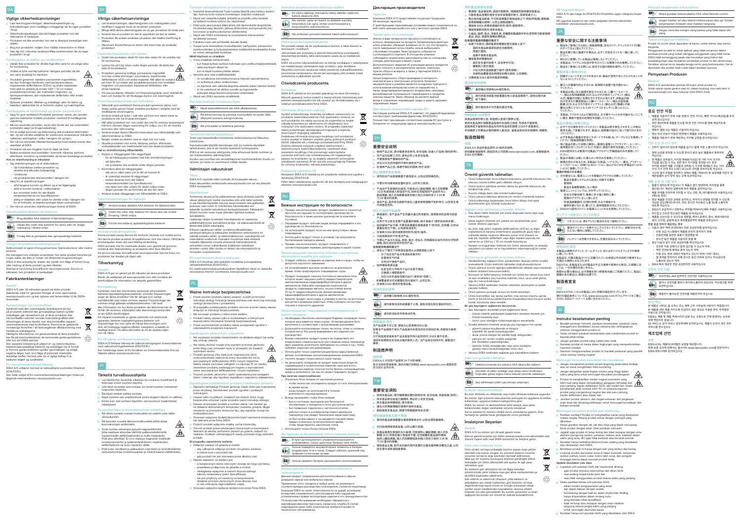## DA

### Vigtige sikkerhedsanvisninger

### Garanti

### Fabrikanterklæringer

## SV

### Viktiga säkerhetsanvisningar

### Garanti

### Tillverkarintyg

## FI

### Tärkeitä turvallisuusohjeita

### Valmistajan vakuutukset

## PL

### Ważne instrukcje bezpieczeństwa

### Gwarancja

### Oświadczenia producenta

## RU

### Важные инструкции по безопасности

### Гарантия

### Декларации производителя

## ZH

### 重要安全说明

### 制造商声明

## TW

### 重要安全資訊

### 製造商聲明

## JA

### 重要な安全に関する注意事項

### 保証

### 製造者宣言

## TR

### Önemli güvenlik talimatları

### Garanti

### İmalatçının Beyanları

## ID

### Instruksi keselamatan penting

### Garansi

### Pernyataan Produsen

## KO

### 중요 안전 지침

### 보증

### 제조업체 선언